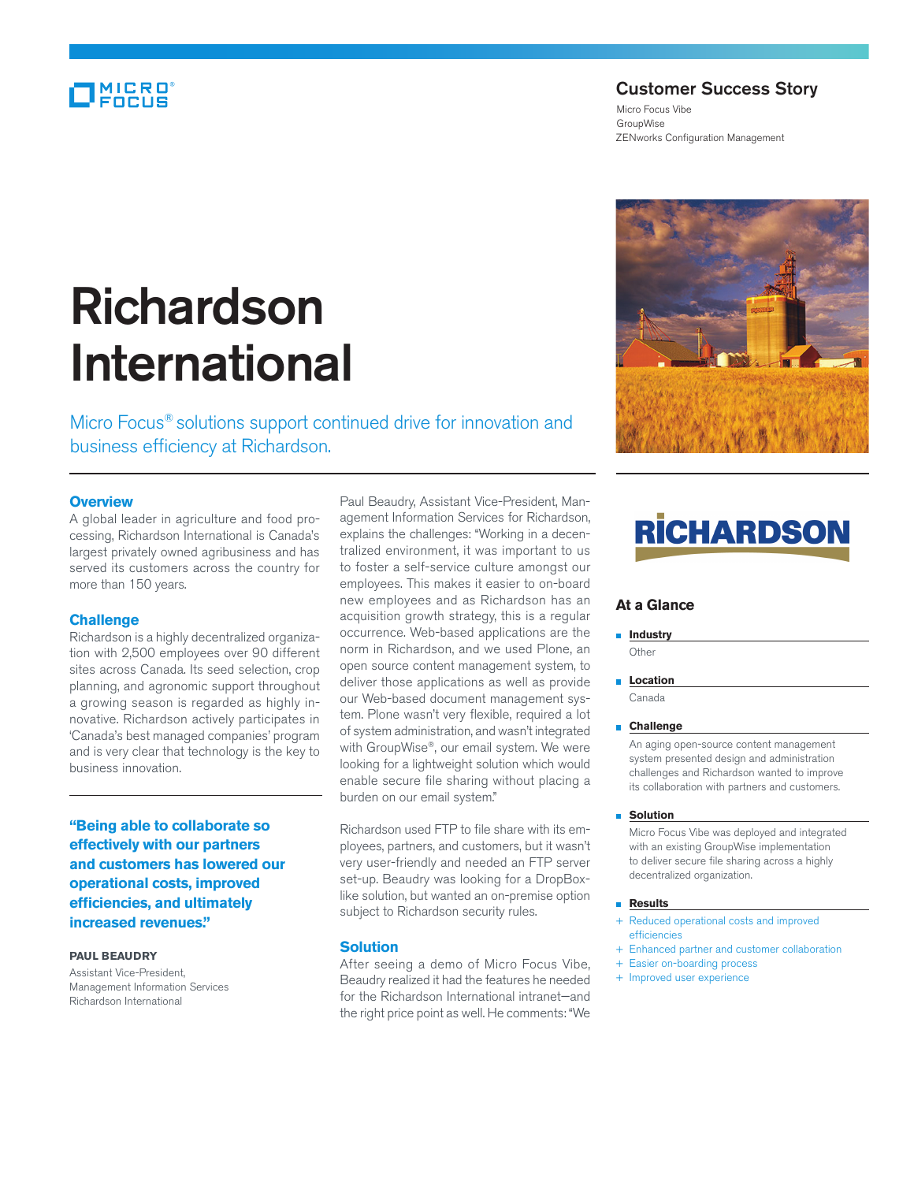# Customer Success Story

Micro Focus Vibe
GroupWise
ZENworks Configuration Management

# Richardson International

Micro Focus® solutions support continued drive for innovation and business efficiency at Richardson.

## Overview

A global leader in agriculture and food processing, Richardson International is Canada's largest privately owned agribusiness and has served its customers across the country for more than 150 years.

## Challenge

Richardson is a highly decentralized organization with 2,500 employees over 90 different sites across Canada. Its seed selection, crop planning, and agronomic support throughout a growing season is regarded as highly innovative. Richardson actively participates in 'Canada's best managed companies' program and is very clear that technology is the key to business innovation.

**"Being able to collaborate so effectively with our partners and customers has lowered our operational costs, improved efficiencies, and ultimately increased revenues."**

**PAUL BEAUDRY**
Assistant Vice-President,
Management Information Services
Richardson International

Paul Beaudry, Assistant Vice-President, Management Information Services for Richardson, explains the challenges: "Working in a decentralized environment, it was important to us to foster a self-service culture amongst our employees. This makes it easier to on-board new employees and as Richardson has an acquisition growth strategy, this is a regular occurrence. Web-based applications are the norm in Richardson, and we used Plone, an open source content management system, to deliver those applications as well as provide our Web-based document management system. Plone wasn't very flexible, required a lot of system administration, and wasn't integrated with GroupWise®, our email system. We were looking for a lightweight solution which would enable secure file sharing without placing a burden on our email system."

Richardson used FTP to file share with its employees, partners, and customers, but it wasn't very user-friendly and needed an FTP server set-up. Beaudry was looking for a DropBox-like solution, but wanted an on-premise option subject to Richardson security rules.

## Solution

After seeing a demo of Micro Focus Vibe, Beaudry realized it had the features he needed for the Richardson International intranet—and the right price point as well. He comments: "We

## At a Glance

**Industry**

Other

**Location**

Canada

**Challenge**

An aging open-source content management system presented design and administration challenges and Richardson wanted to improve its collaboration with partners and customers.

**Solution**

Micro Focus Vibe was deployed and integrated with an existing GroupWise implementation to deliver secure file sharing across a highly decentralized organization.

**Results**

- Reduced operational costs and improved efficiencies
- Enhanced partner and customer collaboration
- Easier on-boarding process
- Improved user experience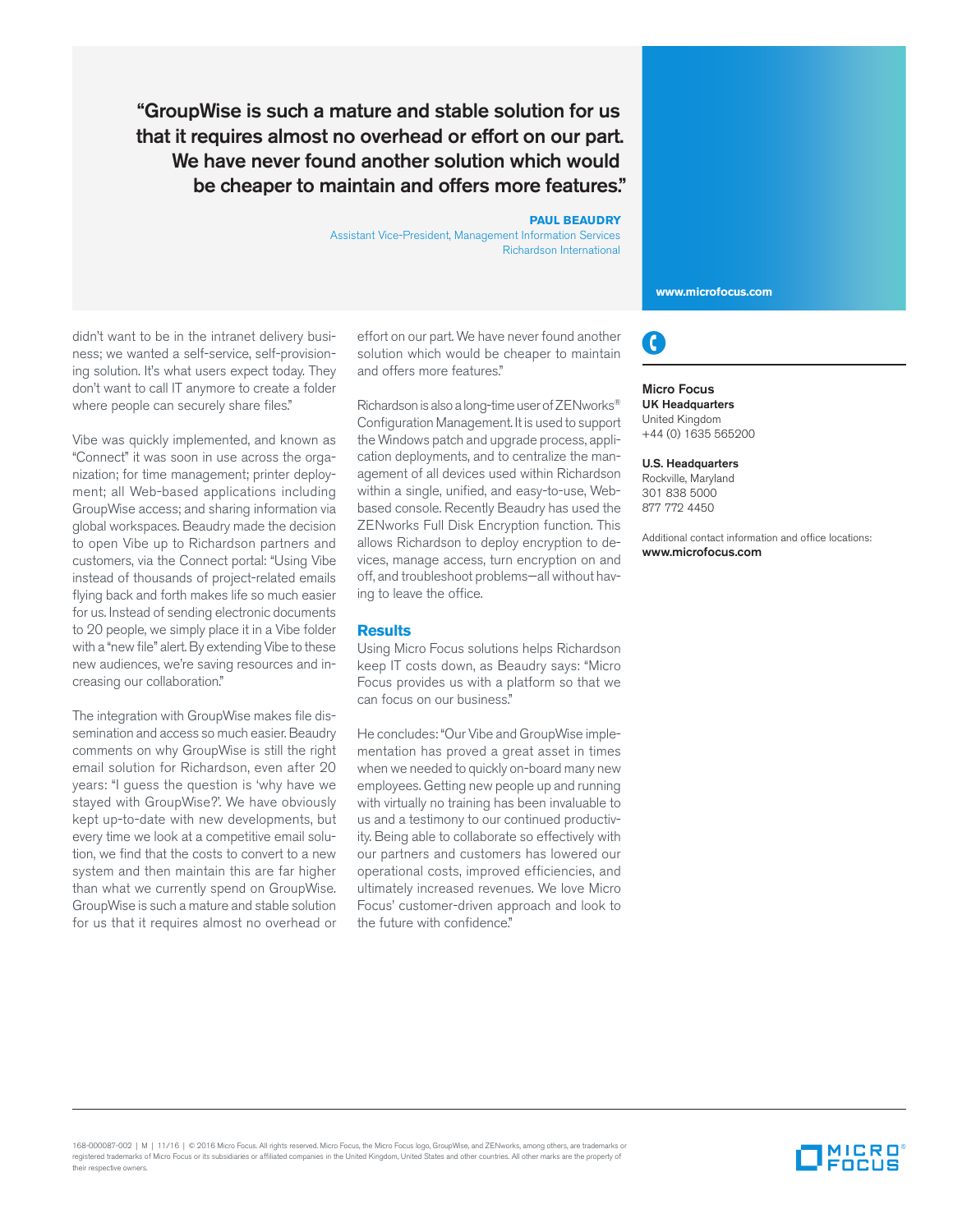> "GroupWise is such a mature and stable solution for us that it requires almost no overhead or effort on our part. We have never found another solution which would be cheaper to maintain and offers more features."
>
> **PAUL BEAUDRY**
> Assistant Vice-President, Management Information Services
> Richardson International

didn't want to be in the intranet delivery business; we wanted a self-service, self-provisioning solution. It's what users expect today. They don't want to call IT anymore to create a folder where people can securely share files."

Vibe was quickly implemented, and known as "Connect" it was soon in use across the organization; for time management; printer deployment; all Web-based applications including GroupWise access; and sharing information via global workspaces. Beaudry made the decision to open Vibe up to Richardson partners and customers, via the Connect portal: "Using Vibe instead of thousands of project-related emails flying back and forth makes life so much easier for us. Instead of sending electronic documents to 20 people, we simply place it in a Vibe folder with a "new file" alert. By extending Vibe to these new audiences, we're saving resources and increasing our collaboration."

The integration with GroupWise makes file dissemination and access so much easier. Beaudry comments on why GroupWise is still the right email solution for Richardson, even after 20 years: "I guess the question is 'why have we stayed with GroupWise?'. We have obviously kept up-to-date with new developments, but every time we look at a competitive email solution, we find that the costs to convert to a new system and then maintain this are far higher than what we currently spend on GroupWise. GroupWise is such a mature and stable solution for us that it requires almost no overhead or effort on our part. We have never found another solution which would be cheaper to maintain and offers more features."

Richardson is also a long-time user of ZENworks® Configuration Management. It is used to support the Windows patch and upgrade process, application deployments, and to centralize the management of all devices used within Richardson within a single, unified, and easy-to-use, Web-based console. Recently Beaudry has used the ZENworks Full Disk Encryption function. This allows Richardson to deploy encryption to devices, manage access, turn encryption on and off, and troubleshoot problems—all without having to leave the office.

## Results

Using Micro Focus solutions helps Richardson keep IT costs down, as Beaudry says: "Micro Focus provides us with a platform so that we can focus on our business."

He concludes: "Our Vibe and GroupWise implementation has proved a great asset in times when we needed to quickly on-board many new employees. Getting new people up and running with virtually no training has been invaluable to us and a testimony to our continued productivity. Being able to collaborate so effectively with our partners and customers has lowered our operational costs, improved efficiencies, and ultimately increased revenues. We love Micro Focus' customer-driven approach and look to the future with confidence."

www.microfocus.com

**Micro Focus**
**UK Headquarters**
United Kingdom
+44 (0) 1635 565200

**U.S. Headquarters**
Rockville, Maryland
301 838 5000
877 772 4450

Additional contact information and office locations:
**www.microfocus.com**

168-000087-002 | M | 11/16 | © 2016 Micro Focus. All rights reserved. Micro Focus, the Micro Focus logo, GroupWise, and ZENworks, among others, are trademarks or registered trademarks of Micro Focus or its subsidiaries or affiliated companies in the United Kingdom, United States and other countries. All other marks are the property of their respective owners.